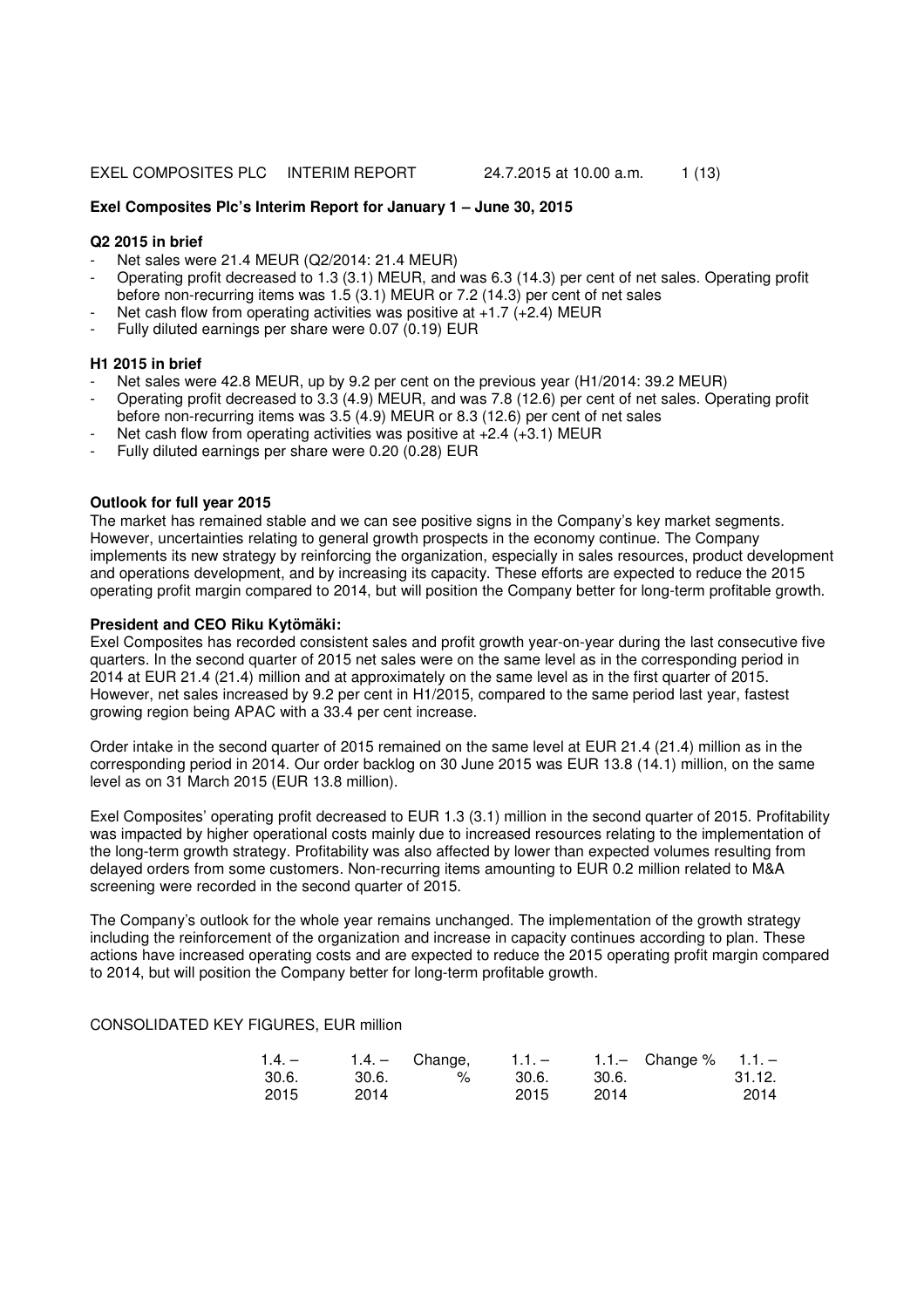# Exel Composites Plc's Interim Report for January 1 – June 30, 2015

## Q2 2015 in brief

- Net sales were 21.4 MEUR (Q2/2014: 21.4 MEUR)
- Operating profit decreased to 1.3 (3.1) MEUR, and was 6.3 (14.3) per cent of net sales. Operating profit before non-recurring items was 1.5 (3.1) MEUR or 7.2 (14.3) per cent of net sales
- Net cash flow from operating activities was positive at +1.7 (+2.4) MEUR
- Fully diluted earnings per share were 0.07 (0.19) EUR

## H1 2015 in brief

- Net sales were 42.8 MEUR, up by 9.2 per cent on the previous year (H1/2014: 39.2 MEUR)
- Operating profit decreased to 3.3 (4.9) MEUR, and was 7.8 (12.6) per cent of net sales. Operating profit before non-recurring items was 3.5 (4.9) MEUR or 8.3 (12.6) per cent of net sales
- Net cash flow from operating activities was positive at +2.4 (+3.1) MEUR
- Fully diluted earnings per share were 0.20 (0.28) EUR

## Outlook for full year 2015

The market has remained stable and we can see positive signs in the Company's key market segments. However, uncertainties relating to general growth prospects in the economy continue. The Company implements its new strategy by reinforcing the organization, especially in sales resources, product development and operations development, and by increasing its capacity. These efforts are expected to reduce the 2015 operating profit margin compared to 2014, but will position the Company better for long-term profitable growth.

## President and CEO Riku Kytömäki:

Exel Composites has recorded consistent sales and profit growth year-on-year during the last consecutive five quarters. In the second quarter of 2015 net sales were on the same level as in the corresponding period in 2014 at EUR 21.4 (21.4) million and at approximately on the same level as in the first quarter of 2015. However, net sales increased by 9.2 per cent in H1/2015, compared to the same period last year, fastest growing region being APAC with a 33.4 per cent increase.

Order intake in the second quarter of 2015 remained on the same level at EUR 21.4 (21.4) million as in the corresponding period in 2014. Our order backlog on 30 June 2015 was EUR 13.8 (14.1) million, on the same level as on 31 March 2015 (EUR 13.8 million).

Exel Composites' operating profit decreased to EUR 1.3 (3.1) million in the second quarter of 2015. Profitability was impacted by higher operational costs mainly due to increased resources relating to the implementation of the long-term growth strategy. Profitability was also affected by lower than expected volumes resulting from delayed orders from some customers. Non-recurring items amounting to EUR 0.2 million related to M&A screening were recorded in the second quarter of 2015.

The Company's outlook for the whole year remains unchanged. The implementation of the growth strategy including the reinforcement of the organization and increase in capacity continues according to plan. These actions have increased operating costs and are expected to reduce the 2015 operating profit margin compared to 2014, but will position the Company better for long-term profitable growth.

CONSOLIDATED KEY FIGURES, EUR million

| | 1.4. – 30.6. 2015 | 1.4. – 30.6. 2014 | Change, % | 1.1. – 30.6. 2015 | 1.1.– 30.6. 2014 | Change % | 1.1. – 31.12. 2014 |
|---|---|---|---|---|---|---|---|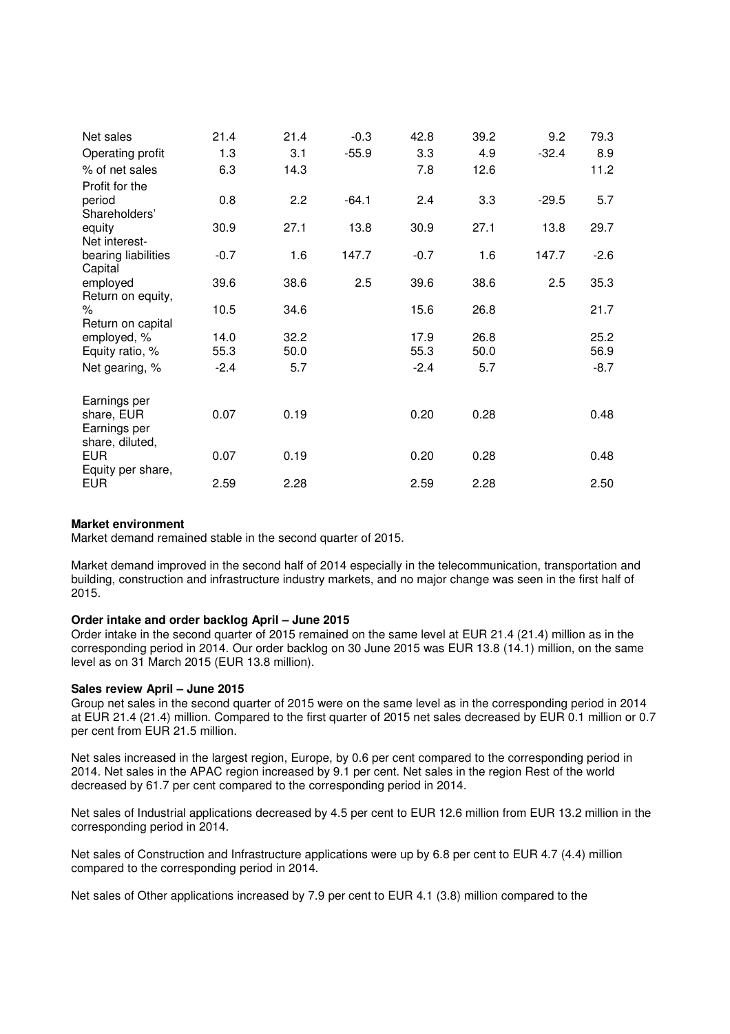| | | | | | | | |
|---|---|---|---|---|---|---|---|
| Net sales | 21.4 | 21.4 | -0.3 | 42.8 | 39.2 | 9.2 | 79.3 |
| Operating profit | 1.3 | 3.1 | -55.9 | 3.3 | 4.9 | -32.4 | 8.9 |
| % of net sales | 6.3 | 14.3 | | 7.8 | 12.6 | | 11.2 |
| Profit for the period | 0.8 | 2.2 | -64.1 | 2.4 | 3.3 | -29.5 | 5.7 |
| Shareholders' equity | 30.9 | 27.1 | 13.8 | 30.9 | 27.1 | 13.8 | 29.7 |
| Net interest-bearing liabilities | -0.7 | 1.6 | 147.7 | -0.7 | 1.6 | 147.7 | -2.6 |
| Capital employed | 39.6 | 38.6 | 2.5 | 39.6 | 38.6 | 2.5 | 35.3 |
| Return on equity, % | 10.5 | 34.6 | | 15.6 | 26.8 | | 21.7 |
| Return on capital employed, % | 14.0 | 32.2 | | 17.9 | 26.8 | | 25.2 |
| Equity ratio, % | 55.3 | 50.0 | | 55.3 | 50.0 | | 56.9 |
| Net gearing, % | -2.4 | 5.7 | | -2.4 | 5.7 | | -8.7 |
| Earnings per share, EUR | 0.07 | 0.19 | | 0.20 | 0.28 | | 0.48 |
| Earnings per share, diluted, EUR | 0.07 | 0.19 | | 0.20 | 0.28 | | 0.48 |
| Equity per share, EUR | 2.59 | 2.28 | | 2.59 | 2.28 | | 2.50 |

**Market environment**

Market demand remained stable in the second quarter of 2015.

Market demand improved in the second half of 2014 especially in the telecommunication, transportation and building, construction and infrastructure industry markets, and no major change was seen in the first half of 2015.

**Order intake and order backlog April – June 2015**

Order intake in the second quarter of 2015 remained on the same level at EUR 21.4 (21.4) million as in the corresponding period in 2014. Our order backlog on 30 June 2015 was EUR 13.8 (14.1) million, on the same level as on 31 March 2015 (EUR 13.8 million).

**Sales review April – June 2015**

Group net sales in the second quarter of 2015 were on the same level as in the corresponding period in 2014 at EUR 21.4 (21.4) million. Compared to the first quarter of 2015 net sales decreased by EUR 0.1 million or 0.7 per cent from EUR 21.5 million.

Net sales increased in the largest region, Europe, by 0.6 per cent compared to the corresponding period in 2014. Net sales in the APAC region increased by 9.1 per cent. Net sales in the region Rest of the world decreased by 61.7 per cent compared to the corresponding period in 2014.

Net sales of Industrial applications decreased by 4.5 per cent to EUR 12.6 million from EUR 13.2 million in the corresponding period in 2014.

Net sales of Construction and Infrastructure applications were up by 6.8 per cent to EUR 4.7 (4.4) million compared to the corresponding period in 2014.

Net sales of Other applications increased by 7.9 per cent to EUR 4.1 (3.8) million compared to the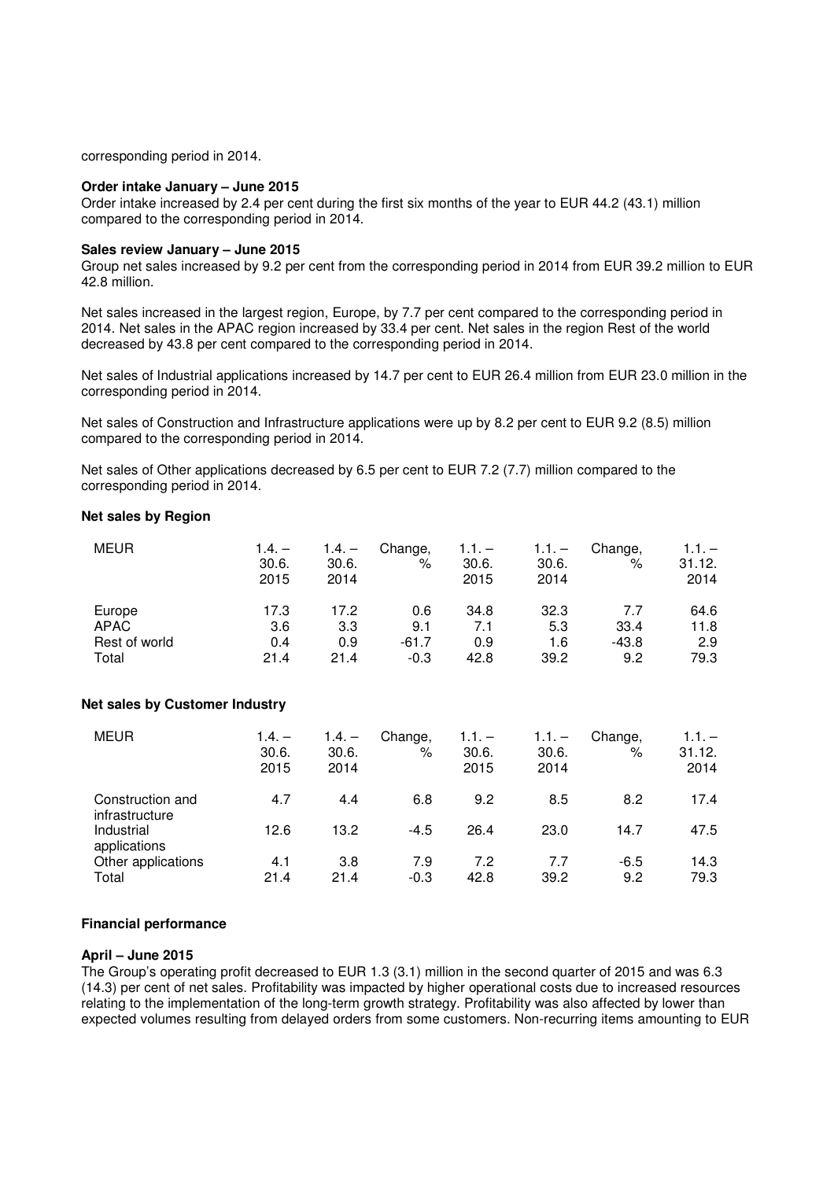corresponding period in 2014.

**Order intake January – June 2015**

Order intake increased by 2.4 per cent during the first six months of the year to EUR 44.2 (43.1) million compared to the corresponding period in 2014.

**Sales review January – June 2015**

Group net sales increased by 9.2 per cent from the corresponding period in 2014 from EUR 39.2 million to EUR 42.8 million.

Net sales increased in the largest region, Europe, by 7.7 per cent compared to the corresponding period in 2014. Net sales in the APAC region increased by 33.4 per cent. Net sales in the region Rest of the world decreased by 43.8 per cent compared to the corresponding period in 2014.

Net sales of Industrial applications increased by 14.7 per cent to EUR 26.4 million from EUR 23.0 million in the corresponding period in 2014.

Net sales of Construction and Infrastructure applications were up by 8.2 per cent to EUR 9.2 (8.5) million compared to the corresponding period in 2014.

Net sales of Other applications decreased by 6.5 per cent to EUR 7.2 (7.7) million compared to the corresponding period in 2014.

**Net sales by Region**

| MEUR | 1.4. – 30.6. 2015 | 1.4. – 30.6. 2014 | Change, % | 1.1. – 30.6. 2015 | 1.1. – 30.6. 2014 | Change, % | 1.1. – 31.12. 2014 |
|---|---|---|---|---|---|---|---|
| Europe | 17.3 | 17.2 | 0.6 | 34.8 | 32.3 | 7.7 | 64.6 |
| APAC | 3.6 | 3.3 | 9.1 | 7.1 | 5.3 | 33.4 | 11.8 |
| Rest of world | 0.4 | 0.9 | -61.7 | 0.9 | 1.6 | -43.8 | 2.9 |
| Total | 21.4 | 21.4 | -0.3 | 42.8 | 39.2 | 9.2 | 79.3 |

**Net sales by Customer Industry**

| MEUR | 1.4. – 30.6. 2015 | 1.4. – 30.6. 2014 | Change, % | 1.1. – 30.6. 2015 | 1.1. – 30.6. 2014 | Change, % | 1.1. – 31.12. 2014 |
|---|---|---|---|---|---|---|---|
| Construction and infrastructure | 4.7 | 4.4 | 6.8 | 9.2 | 8.5 | 8.2 | 17.4 |
| Industrial applications | 12.6 | 13.2 | -4.5 | 26.4 | 23.0 | 14.7 | 47.5 |
| Other applications | 4.1 | 3.8 | 7.9 | 7.2 | 7.7 | -6.5 | 14.3 |
| Total | 21.4 | 21.4 | -0.3 | 42.8 | 39.2 | 9.2 | 79.3 |

**Financial performance**

**April – June 2015**

The Group's operating profit decreased to EUR 1.3 (3.1) million in the second quarter of 2015 and was 6.3 (14.3) per cent of net sales. Profitability was impacted by higher operational costs due to increased resources relating to the implementation of the long-term growth strategy. Profitability was also affected by lower than expected volumes resulting from delayed orders from some customers. Non-recurring items amounting to EUR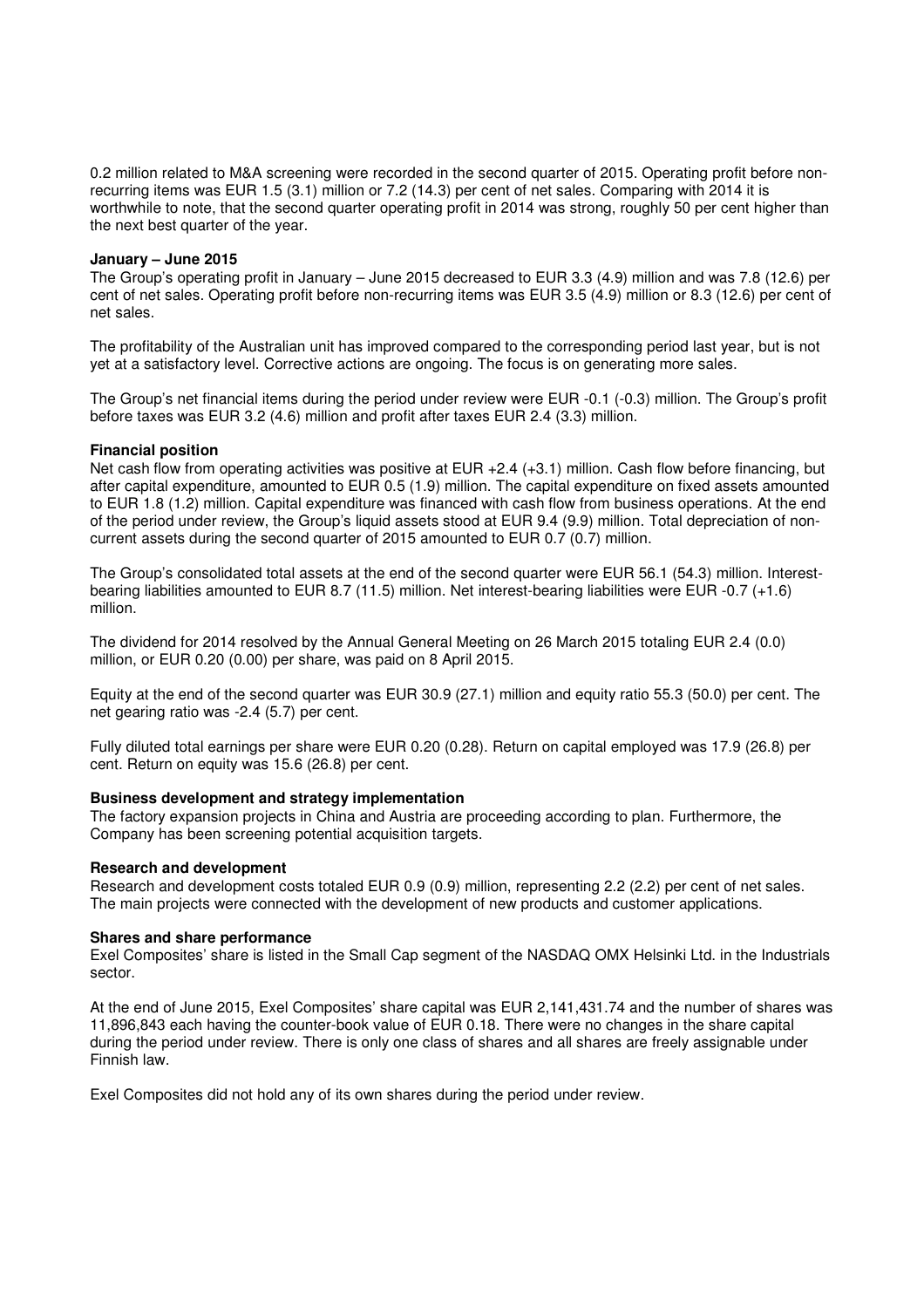0.2 million related to M&A screening were recorded in the second quarter of 2015. Operating profit before non-recurring items was EUR 1.5 (3.1) million or 7.2 (14.3) per cent of net sales. Comparing with 2014 it is worthwhile to note, that the second quarter operating profit in 2014 was strong, roughly 50 per cent higher than the next best quarter of the year.

**January – June 2015**

The Group's operating profit in January – June 2015 decreased to EUR 3.3 (4.9) million and was 7.8 (12.6) per cent of net sales. Operating profit before non-recurring items was EUR 3.5 (4.9) million or 8.3 (12.6) per cent of net sales.

The profitability of the Australian unit has improved compared to the corresponding period last year, but is not yet at a satisfactory level. Corrective actions are ongoing. The focus is on generating more sales.

The Group's net financial items during the period under review were EUR -0.1 (-0.3) million. The Group's profit before taxes was EUR 3.2 (4.6) million and profit after taxes EUR 2.4 (3.3) million.

**Financial position**

Net cash flow from operating activities was positive at EUR +2.4 (+3.1) million. Cash flow before financing, but after capital expenditure, amounted to EUR 0.5 (1.9) million. The capital expenditure on fixed assets amounted to EUR 1.8 (1.2) million. Capital expenditure was financed with cash flow from business operations. At the end of the period under review, the Group's liquid assets stood at EUR 9.4 (9.9) million. Total depreciation of non-current assets during the second quarter of 2015 amounted to EUR 0.7 (0.7) million.

The Group's consolidated total assets at the end of the second quarter were EUR 56.1 (54.3) million. Interest-bearing liabilities amounted to EUR 8.7 (11.5) million. Net interest-bearing liabilities were EUR -0.7 (+1.6) million.

The dividend for 2014 resolved by the Annual General Meeting on 26 March 2015 totaling EUR 2.4 (0.0) million, or EUR 0.20 (0.00) per share, was paid on 8 April 2015.

Equity at the end of the second quarter was EUR 30.9 (27.1) million and equity ratio 55.3 (50.0) per cent. The net gearing ratio was -2.4 (5.7) per cent.

Fully diluted total earnings per share were EUR 0.20 (0.28). Return on capital employed was 17.9 (26.8) per cent. Return on equity was 15.6 (26.8) per cent.

**Business development and strategy implementation**

The factory expansion projects in China and Austria are proceeding according to plan. Furthermore, the Company has been screening potential acquisition targets.

**Research and development**

Research and development costs totaled EUR 0.9 (0.9) million, representing 2.2 (2.2) per cent of net sales. The main projects were connected with the development of new products and customer applications.

**Shares and share performance**

Exel Composites' share is listed in the Small Cap segment of the NASDAQ OMX Helsinki Ltd. in the Industrials sector.

At the end of June 2015, Exel Composites' share capital was EUR 2,141,431.74 and the number of shares was 11,896,843 each having the counter-book value of EUR 0.18. There were no changes in the share capital during the period under review. There is only one class of shares and all shares are freely assignable under Finnish law.

Exel Composites did not hold any of its own shares during the period under review.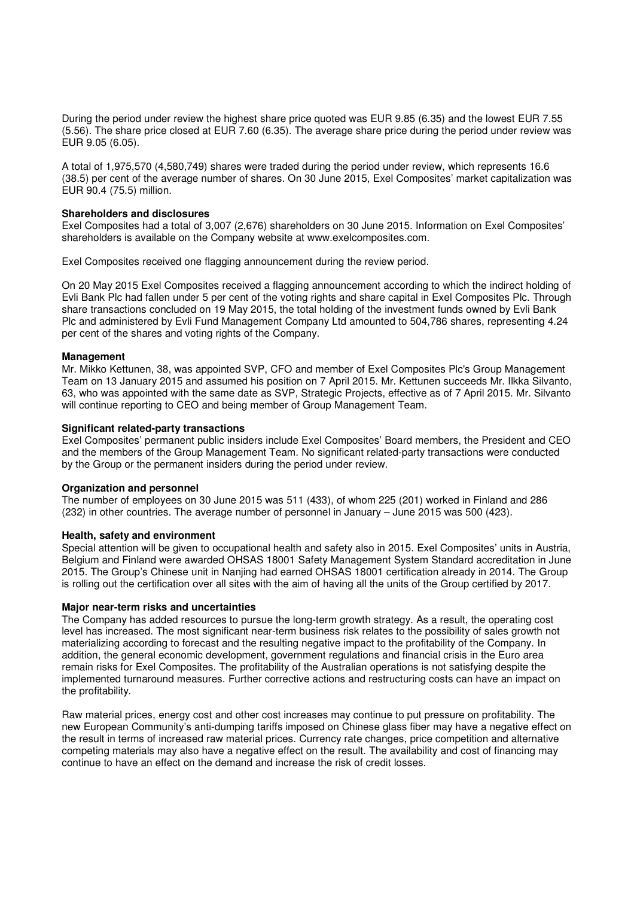During the period under review the highest share price quoted was EUR 9.85 (6.35) and the lowest EUR 7.55 (5.56). The share price closed at EUR 7.60 (6.35). The average share price during the period under review was EUR 9.05 (6.05).

A total of 1,975,570 (4,580,749) shares were traded during the period under review, which represents 16.6 (38.5) per cent of the average number of shares. On 30 June 2015, Exel Composites' market capitalization was EUR 90.4 (75.5) million.

**Shareholders and disclosures**

Exel Composites had a total of 3,007 (2,676) shareholders on 30 June 2015. Information on Exel Composites' shareholders is available on the Company website at www.exelcomposites.com.

Exel Composites received one flagging announcement during the review period.

On 20 May 2015 Exel Composites received a flagging announcement according to which the indirect holding of Evli Bank Plc had fallen under 5 per cent of the voting rights and share capital in Exel Composites Plc. Through share transactions concluded on 19 May 2015, the total holding of the investment funds owned by Evli Bank Plc and administered by Evli Fund Management Company Ltd amounted to 504,786 shares, representing 4.24 per cent of the shares and voting rights of the Company.

**Management**

Mr. Mikko Kettunen, 38, was appointed SVP, CFO and member of Exel Composites Plc's Group Management Team on 13 January 2015 and assumed his position on 7 April 2015. Mr. Kettunen succeeds Mr. Ilkka Silvanto, 63, who was appointed with the same date as SVP, Strategic Projects, effective as of 7 April 2015. Mr. Silvanto will continue reporting to CEO and being member of Group Management Team.

**Significant related-party transactions**

Exel Composites' permanent public insiders include Exel Composites' Board members, the President and CEO and the members of the Group Management Team. No significant related-party transactions were conducted by the Group or the permanent insiders during the period under review.

**Organization and personnel**

The number of employees on 30 June 2015 was 511 (433), of whom 225 (201) worked in Finland and 286 (232) in other countries. The average number of personnel in January – June 2015 was 500 (423).

**Health, safety and environment**

Special attention will be given to occupational health and safety also in 2015. Exel Composites' units in Austria, Belgium and Finland were awarded OHSAS 18001 Safety Management System Standard accreditation in June 2015. The Group's Chinese unit in Nanjing had earned OHSAS 18001 certification already in 2014. The Group is rolling out the certification over all sites with the aim of having all the units of the Group certified by 2017.

**Major near-term risks and uncertainties**

The Company has added resources to pursue the long-term growth strategy. As a result, the operating cost level has increased. The most significant near-term business risk relates to the possibility of sales growth not materializing according to forecast and the resulting negative impact to the profitability of the Company. In addition, the general economic development, government regulations and financial crisis in the Euro area remain risks for Exel Composites. The profitability of the Australian operations is not satisfying despite the implemented turnaround measures. Further corrective actions and restructuring costs can have an impact on the profitability.

Raw material prices, energy cost and other cost increases may continue to put pressure on profitability. The new European Community's anti-dumping tariffs imposed on Chinese glass fiber may have a negative effect on the result in terms of increased raw material prices. Currency rate changes, price competition and alternative competing materials may also have a negative effect on the result. The availability and cost of financing may continue to have an effect on the demand and increase the risk of credit losses.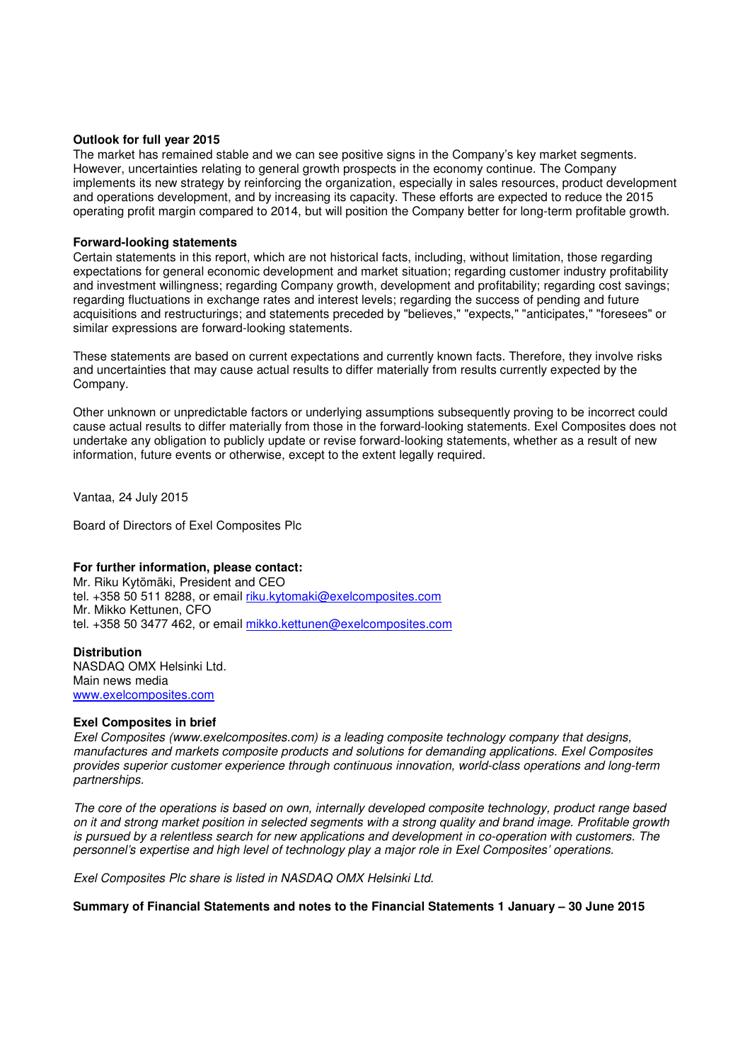**Outlook for full year 2015**

The market has remained stable and we can see positive signs in the Company's key market segments. However, uncertainties relating to general growth prospects in the economy continue. The Company implements its new strategy by reinforcing the organization, especially in sales resources, product development and operations development, and by increasing its capacity. These efforts are expected to reduce the 2015 operating profit margin compared to 2014, but will position the Company better for long-term profitable growth.

**Forward-looking statements**

Certain statements in this report, which are not historical facts, including, without limitation, those regarding expectations for general economic development and market situation; regarding customer industry profitability and investment willingness; regarding Company growth, development and profitability; regarding cost savings; regarding fluctuations in exchange rates and interest levels; regarding the success of pending and future acquisitions and restructurings; and statements preceded by "believes," "expects," "anticipates," "foresees" or similar expressions are forward-looking statements.

These statements are based on current expectations and currently known facts. Therefore, they involve risks and uncertainties that may cause actual results to differ materially from results currently expected by the Company.

Other unknown or unpredictable factors or underlying assumptions subsequently proving to be incorrect could cause actual results to differ materially from those in the forward-looking statements. Exel Composites does not undertake any obligation to publicly update or revise forward-looking statements, whether as a result of new information, future events or otherwise, except to the extent legally required.

Vantaa, 24 July 2015

Board of Directors of Exel Composites Plc

**For further information, please contact:**

Mr. Riku Kytömäki, President and CEO
tel. +358 50 511 8288, or email riku.kytomaki@exelcomposites.com
Mr. Mikko Kettunen, CFO
tel. +358 50 3477 462, or email mikko.kettunen@exelcomposites.com

**Distribution**

NASDAQ OMX Helsinki Ltd.
Main news media
www.exelcomposites.com

**Exel Composites in brief**

*Exel Composites (www.exelcomposites.com) is a leading composite technology company that designs, manufactures and markets composite products and solutions for demanding applications. Exel Composites provides superior customer experience through continuous innovation, world-class operations and long-term partnerships.*

*The core of the operations is based on own, internally developed composite technology, product range based on it and strong market position in selected segments with a strong quality and brand image. Profitable growth is pursued by a relentless search for new applications and development in co-operation with customers. The personnel's expertise and high level of technology play a major role in Exel Composites' operations.*

*Exel Composites Plc share is listed in NASDAQ OMX Helsinki Ltd.*

**Summary of Financial Statements and notes to the Financial Statements 1 January – 30 June 2015**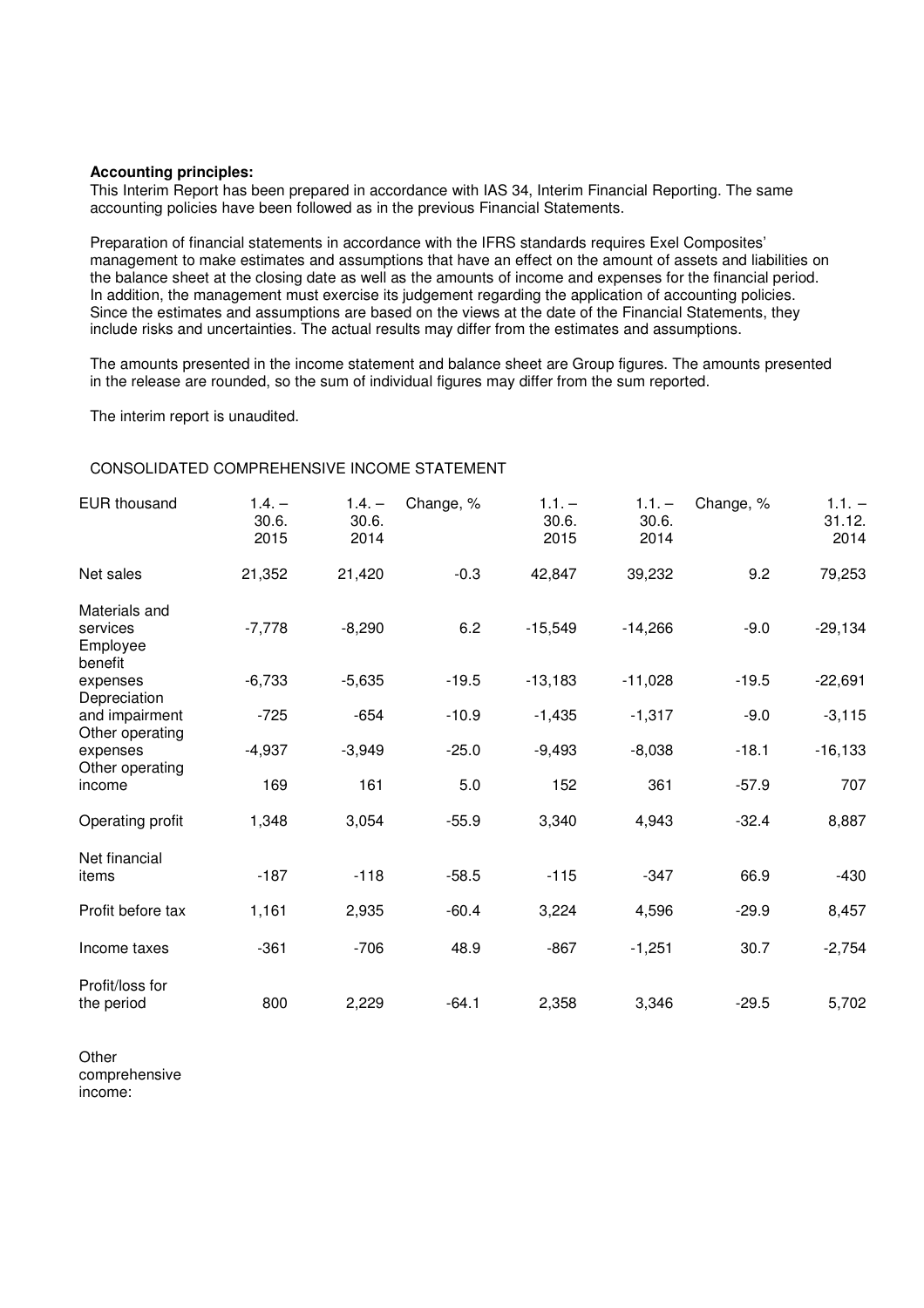**Accounting principles:**
This Interim Report has been prepared in accordance with IAS 34, Interim Financial Reporting. The same accounting policies have been followed as in the previous Financial Statements.

Preparation of financial statements in accordance with the IFRS standards requires Exel Composites' management to make estimates and assumptions that have an effect on the amount of assets and liabilities on the balance sheet at the closing date as well as the amounts of income and expenses for the financial period. In addition, the management must exercise its judgement regarding the application of accounting policies. Since the estimates and assumptions are based on the views at the date of the Financial Statements, they include risks and uncertainties. The actual results may differ from the estimates and assumptions.

The amounts presented in the income statement and balance sheet are Group figures. The amounts presented in the release are rounded, so the sum of individual figures may differ from the sum reported.

The interim report is unaudited.

CONSOLIDATED COMPREHENSIVE INCOME STATEMENT

| EUR thousand | 1.4. – 30.6. 2015 | 1.4. – 30.6. 2014 | Change, % | 1.1. – 30.6. 2015 | 1.1. – 30.6. 2014 | Change, % | 1.1. – 31.12. 2014 |
|---|---|---|---|---|---|---|---|
| Net sales | 21,352 | 21,420 | -0.3 | 42,847 | 39,232 | 9.2 | 79,253 |
| Materials and services | -7,778 | -8,290 | 6.2 | -15,549 | -14,266 | -9.0 | -29,134 |
| Employee benefit expenses | -6,733 | -5,635 | -19.5 | -13,183 | -11,028 | -19.5 | -22,691 |
| Depreciation and impairment | -725 | -654 | -10.9 | -1,435 | -1,317 | -9.0 | -3,115 |
| Other operating expenses | -4,937 | -3,949 | -25.0 | -9,493 | -8,038 | -18.1 | -16,133 |
| Other operating income | 169 | 161 | 5.0 | 152 | 361 | -57.9 | 707 |
| Operating profit | 1,348 | 3,054 | -55.9 | 3,340 | 4,943 | -32.4 | 8,887 |
| Net financial items | -187 | -118 | -58.5 | -115 | -347 | 66.9 | -430 |
| Profit before tax | 1,161 | 2,935 | -60.4 | 3,224 | 4,596 | -29.9 | 8,457 |
| Income taxes | -361 | -706 | 48.9 | -867 | -1,251 | 30.7 | -2,754 |
| Profit/loss for the period | 800 | 2,229 | -64.1 | 2,358 | 3,346 | -29.5 | 5,702 |
| Other comprehensive income: | | | | | | | |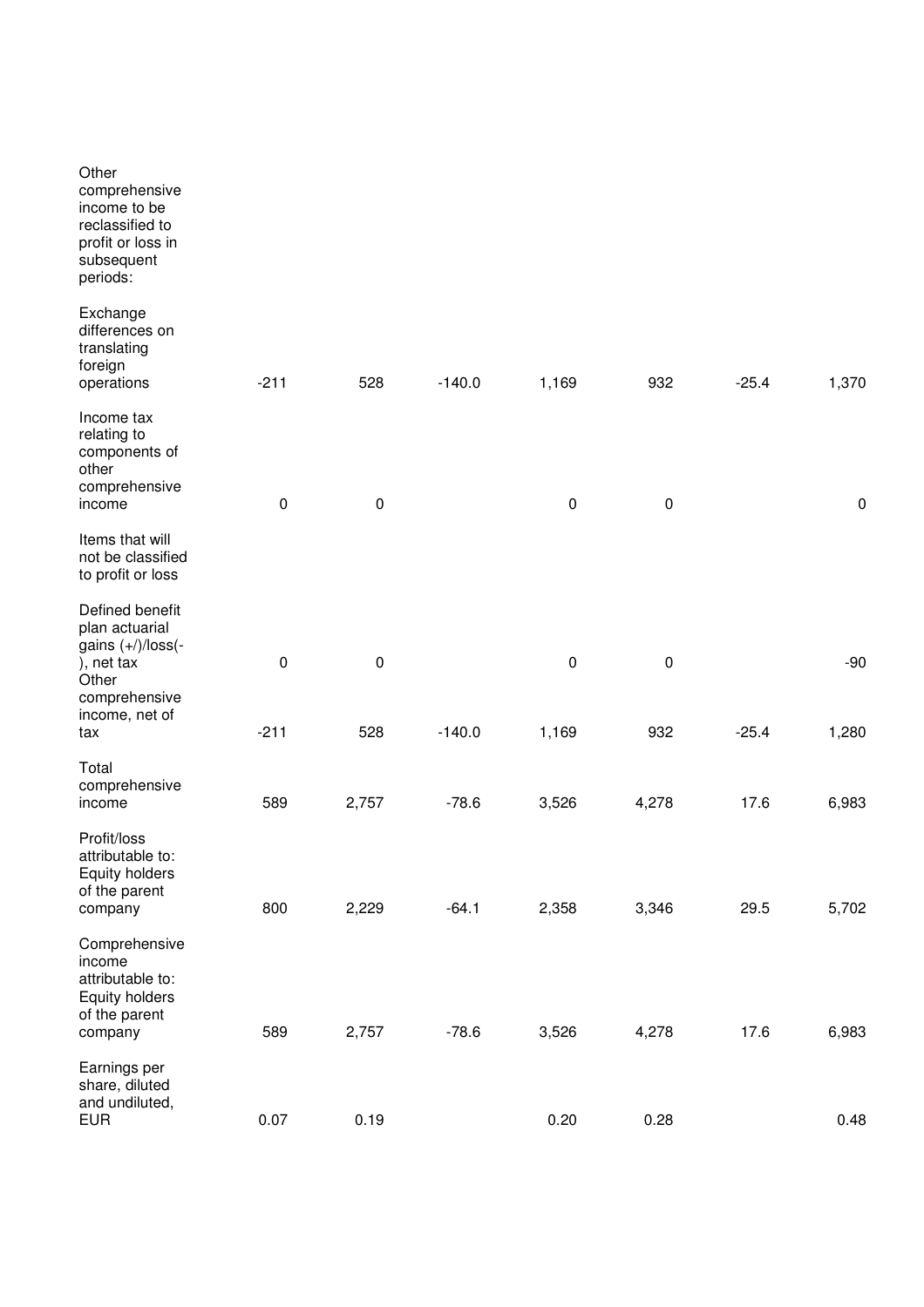| | | | | | | | |
|---|---|---|---|---|---|---|---|
| Other comprehensive income to be reclassified to profit or loss in subsequent periods: | | | | | | | |
| Exchange differences on translating foreign operations | -211 | 528 | -140.0 | 1,169 | 932 | -25.4 | 1,370 |
| Income tax relating to components of other comprehensive income | 0 | 0 | | 0 | 0 | | 0 |
| Items that will not be classified to profit or loss | | | | | | | |
| Defined benefit plan actuarial gains (+/)/loss(-), net tax | 0 | 0 | | 0 | 0 | | -90 |
| Other comprehensive income, net of tax | -211 | 528 | -140.0 | 1,169 | 932 | -25.4 | 1,280 |
| Total comprehensive income | 589 | 2,757 | -78.6 | 3,526 | 4,278 | 17.6 | 6,983 |
| Profit/loss attributable to: Equity holders of the parent company | 800 | 2,229 | -64.1 | 2,358 | 3,346 | 29.5 | 5,702 |
| Comprehensive income attributable to: Equity holders of the parent company | 589 | 2,757 | -78.6 | 3,526 | 4,278 | 17.6 | 6,983 |
| Earnings per share, diluted and undiluted, EUR | 0.07 | 0.19 | | 0.20 | 0.28 | | 0.48 |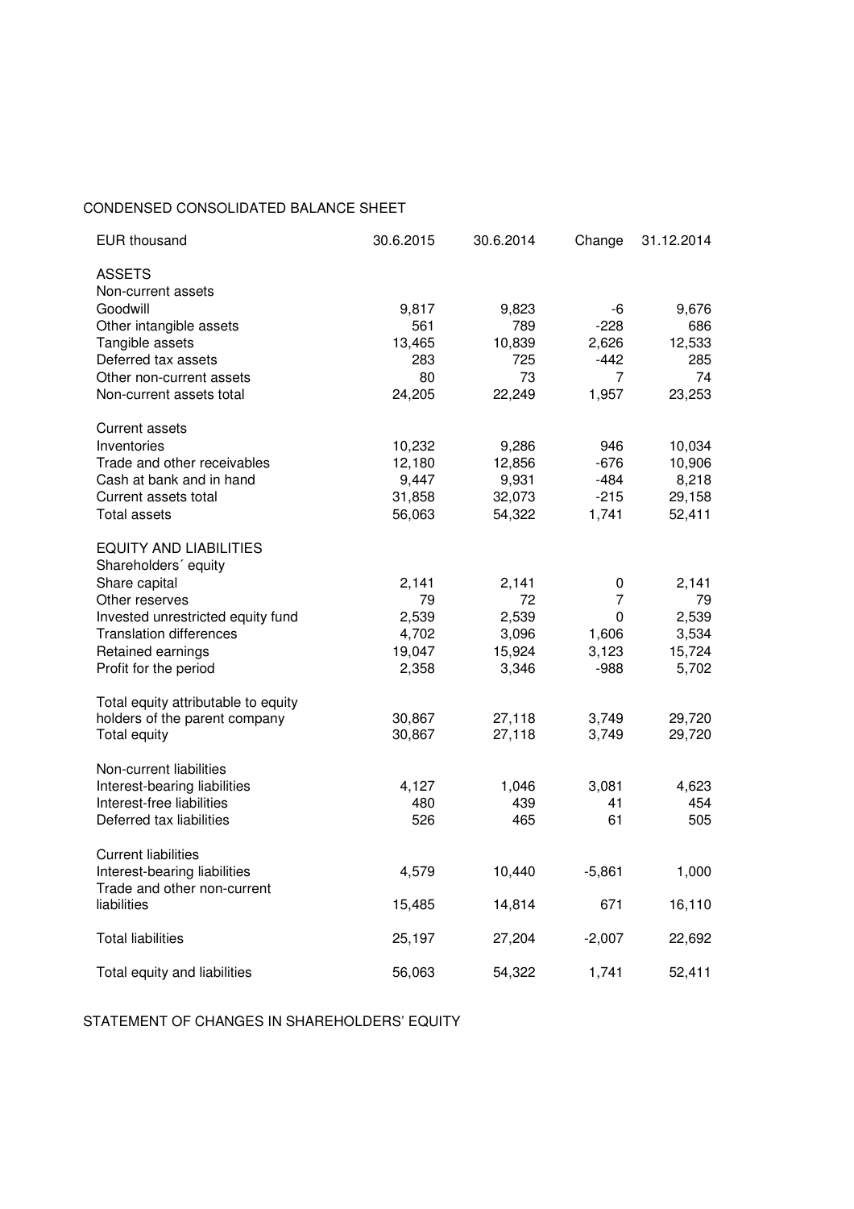## CONDENSED CONSOLIDATED BALANCE SHEET

| EUR thousand | 30.6.2015 | 30.6.2014 | Change | 31.12.2014 |
|---|---|---|---|---|
| **ASSETS** | | | | |
| Non-current assets | | | | |
| Goodwill | 9,817 | 9,823 | -6 | 9,676 |
| Other intangible assets | 561 | 789 | -228 | 686 |
| Tangible assets | 13,465 | 10,839 | 2,626 | 12,533 |
| Deferred tax assets | 283 | 725 | -442 | 285 |
| Other non-current assets | 80 | 73 | 7 | 74 |
| Non-current assets total | 24,205 | 22,249 | 1,957 | 23,253 |
| Current assets | | | | |
| Inventories | 10,232 | 9,286 | 946 | 10,034 |
| Trade and other receivables | 12,180 | 12,856 | -676 | 10,906 |
| Cash at bank and in hand | 9,447 | 9,931 | -484 | 8,218 |
| Current assets total | 31,858 | 32,073 | -215 | 29,158 |
| Total assets | 56,063 | 54,322 | 1,741 | 52,411 |
| **EQUITY AND LIABILITIES** | | | | |
| Shareholders´ equity | | | | |
| Share capital | 2,141 | 2,141 | 0 | 2,141 |
| Other reserves | 79 | 72 | 7 | 79 |
| Invested unrestricted equity fund | 2,539 | 2,539 | 0 | 2,539 |
| Translation differences | 4,702 | 3,096 | 1,606 | 3,534 |
| Retained earnings | 19,047 | 15,924 | 3,123 | 15,724 |
| Profit for the period | 2,358 | 3,346 | -988 | 5,702 |
| Total equity attributable to equity holders of the parent company | 30,867 | 27,118 | 3,749 | 29,720 |
| Total equity | 30,867 | 27,118 | 3,749 | 29,720 |
| Non-current liabilities | | | | |
| Interest-bearing liabilities | 4,127 | 1,046 | 3,081 | 4,623 |
| Interest-free liabilities | 480 | 439 | 41 | 454 |
| Deferred tax liabilities | 526 | 465 | 61 | 505 |
| Current liabilities | | | | |
| Interest-bearing liabilities | 4,579 | 10,440 | -5,861 | 1,000 |
| Trade and other non-current liabilities | 15,485 | 14,814 | 671 | 16,110 |
| Total liabilities | 25,197 | 27,204 | -2,007 | 22,692 |
| Total equity and liabilities | 56,063 | 54,322 | 1,741 | 52,411 |

## STATEMENT OF CHANGES IN SHAREHOLDERS' EQUITY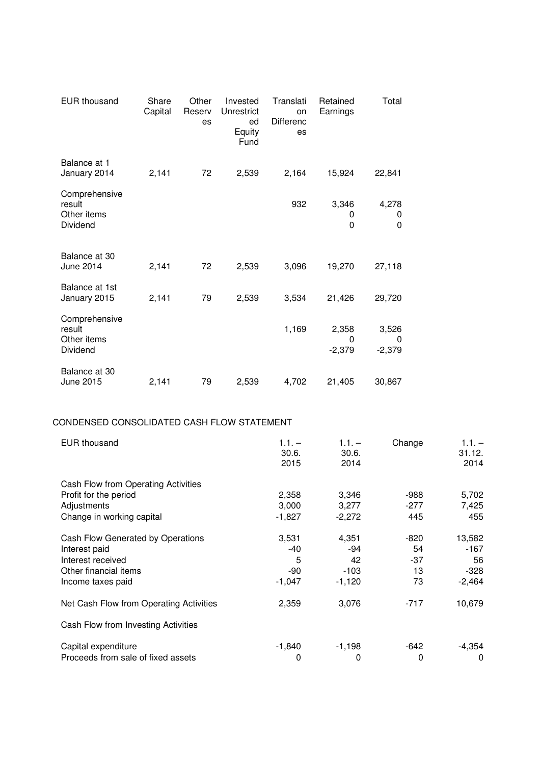| EUR thousand | Share Capital | Other Reserves | Invested Unrestricted Equity Fund | Translation Differences | Retained Earnings | Total |
|---|---|---|---|---|---|---|
| Balance at 1 January 2014 | 2,141 | 72 | 2,539 | 2,164 | 15,924 | 22,841 |
| Comprehensive result | | | | 932 | 3,346 | 4,278 |
| Other items | | | | | 0 | 0 |
| Dividend | | | | | 0 | 0 |
| Balance at 30 June 2014 | 2,141 | 72 | 2,539 | 3,096 | 19,270 | 27,118 |
| Balance at 1st January 2015 | 2,141 | 79 | 2,539 | 3,534 | 21,426 | 29,720 |
| Comprehensive result | | | | 1,169 | 2,358 | 3,526 |
| Other items | | | | | 0 | 0 |
| Dividend | | | | | -2,379 | -2,379 |
| Balance at 30 June 2015 | 2,141 | 79 | 2,539 | 4,702 | 21,405 | 30,867 |

CONDENSED CONSOLIDATED CASH FLOW STATEMENT

| EUR thousand | 1.1. – 30.6. 2015 | 1.1. – 30.6. 2014 | Change | 1.1. – 31.12. 2014 |
|---|---|---|---|---|
| Cash Flow from Operating Activities | | | | |
| Profit for the period | 2,358 | 3,346 | -988 | 5,702 |
| Adjustments | 3,000 | 3,277 | -277 | 7,425 |
| Change in working capital | -1,827 | -2,272 | 445 | 455 |
| Cash Flow Generated by Operations | 3,531 | 4,351 | -820 | 13,582 |
| Interest paid | -40 | -94 | 54 | -167 |
| Interest received | 5 | 42 | -37 | 56 |
| Other financial items | -90 | -103 | 13 | -328 |
| Income taxes paid | -1,047 | -1,120 | 73 | -2,464 |
| Net Cash Flow from Operating Activities | 2,359 | 3,076 | -717 | 10,679 |
| Cash Flow from Investing Activities | | | | |
| Capital expenditure | -1,840 | -1,198 | -642 | -4,354 |
| Proceeds from sale of fixed assets | 0 | 0 | 0 | 0 |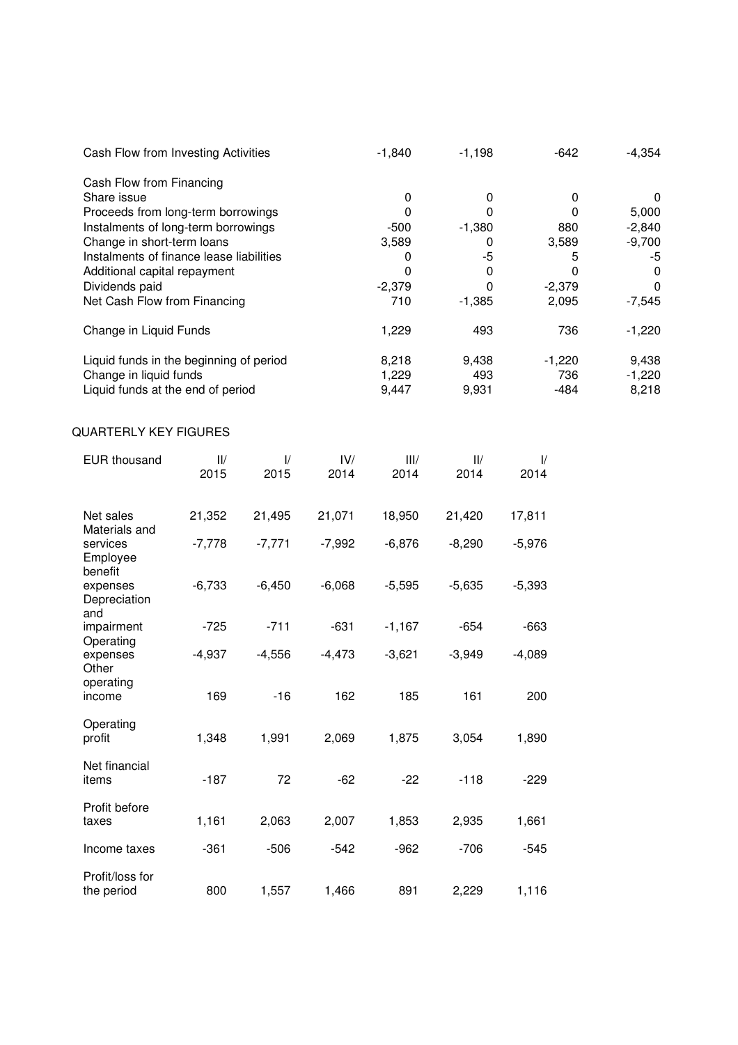| | | | | |
|---|---|---|---|---|
| Cash Flow from Investing Activities | -1,840 | -1,198 | -642 | -4,354 |
| | | | | |
| Cash Flow from Financing | | | | |
| Share issue | 0 | 0 | 0 | 0 |
| Proceeds from long-term borrowings | 0 | 0 | 0 | 5,000 |
| Instalments of long-term borrowings | -500 | -1,380 | 880 | -2,840 |
| Change in short-term loans | 3,589 | 0 | 3,589 | -9,700 |
| Instalments of finance lease liabilities | 0 | -5 | 5 | -5 |
| Additional capital repayment | 0 | 0 | 0 | 0 |
| Dividends paid | -2,379 | 0 | -2,379 | 0 |
| Net Cash Flow from Financing | 710 | -1,385 | 2,095 | -7,545 |
| | | | | |
| Change in Liquid Funds | 1,229 | 493 | 736 | -1,220 |
| | | | | |
| Liquid funds in the beginning of period | 8,218 | 9,438 | -1,220 | 9,438 |
| Change in liquid funds | 1,229 | 493 | 736 | -1,220 |
| Liquid funds at the end of period | 9,447 | 9,931 | -484 | 8,218 |

QUARTERLY KEY FIGURES

| EUR thousand | II/ 2015 | I/ 2015 | IV/ 2014 | III/ 2014 | II/ 2014 | I/ 2014 |
|---|---|---|---|---|---|---|
| Net sales | 21,352 | 21,495 | 21,071 | 18,950 | 21,420 | 17,811 |
| Materials and services | -7,778 | -7,771 | -7,992 | -6,876 | -8,290 | -5,976 |
| Employee benefit expenses | -6,733 | -6,450 | -6,068 | -5,595 | -5,635 | -5,393 |
| Depreciation and impairment | -725 | -711 | -631 | -1,167 | -654 | -663 |
| Operating expenses | -4,937 | -4,556 | -4,473 | -3,621 | -3,949 | -4,089 |
| Other operating income | 169 | -16 | 162 | 185 | 161 | 200 |
| Operating profit | 1,348 | 1,991 | 2,069 | 1,875 | 3,054 | 1,890 |
| Net financial items | -187 | 72 | -62 | -22 | -118 | -229 |
| Profit before taxes | 1,161 | 2,063 | 2,007 | 1,853 | 2,935 | 1,661 |
| Income taxes | -361 | -506 | -542 | -962 | -706 | -545 |
| Profit/loss for the period | 800 | 1,557 | 1,466 | 891 | 2,229 | 1,116 |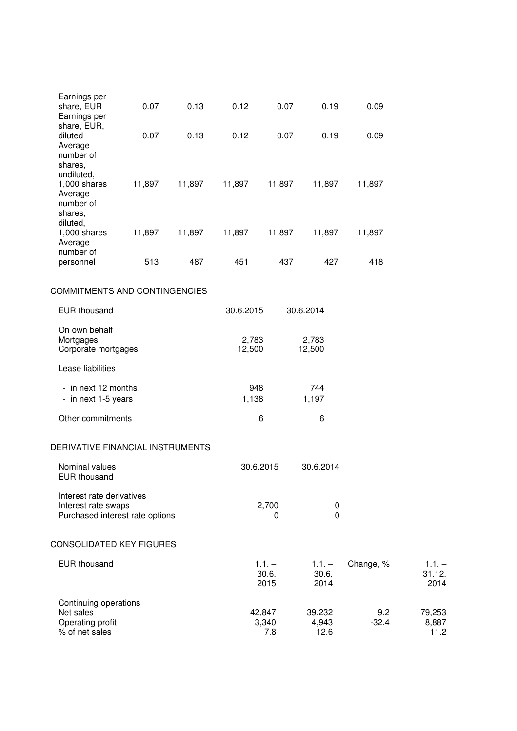| | | | | | | |
|---|---|---|---|---|---|---|
| Earnings per share, EUR | 0.07 | 0.13 | 0.12 | 0.07 | 0.19 | 0.09 |
| Earnings per share, EUR, diluted | 0.07 | 0.13 | 0.12 | 0.07 | 0.19 | 0.09 |
| Average number of shares, undiluted, 1,000 shares | 11,897 | 11,897 | 11,897 | 11,897 | 11,897 | 11,897 |
| Average number of shares, diluted, 1,000 shares | 11,897 | 11,897 | 11,897 | 11,897 | 11,897 | 11,897 |
| Average number of personnel | 513 | 487 | 451 | 437 | 427 | 418 |

## COMMITMENTS AND CONTINGENCIES

| EUR thousand | 30.6.2015 | 30.6.2014 |
|---|---|---|
| On own behalf | | |
| Mortgages | 2,783 | 2,783 |
| Corporate mortgages | 12,500 | 12,500 |
| Lease liabilities | | |
| - in next 12 months | 948 | 744 |
| - in next 1-5 years | 1,138 | 1,197 |
| Other commitments | 6 | 6 |

## DERIVATIVE FINANCIAL INSTRUMENTS

| Nominal values EUR thousand | 30.6.2015 | 30.6.2014 |
|---|---|---|
| Interest rate derivatives | | |
| Interest rate swaps | 2,700 | 0 |
| Purchased interest rate options | 0 | 0 |

## CONSOLIDATED KEY FIGURES

| EUR thousand | 1.1. – 30.6. 2015 | 1.1. – 30.6. 2014 | Change, % | 1.1. – 31.12. 2014 |
|---|---|---|---|---|
| Continuing operations | | | | |
| Net sales | 42,847 | 39,232 | 9.2 | 79,253 |
| Operating profit | 3,340 | 4,943 | -32.4 | 8,887 |
| % of net sales | 7.8 | 12.6 | | 11.2 |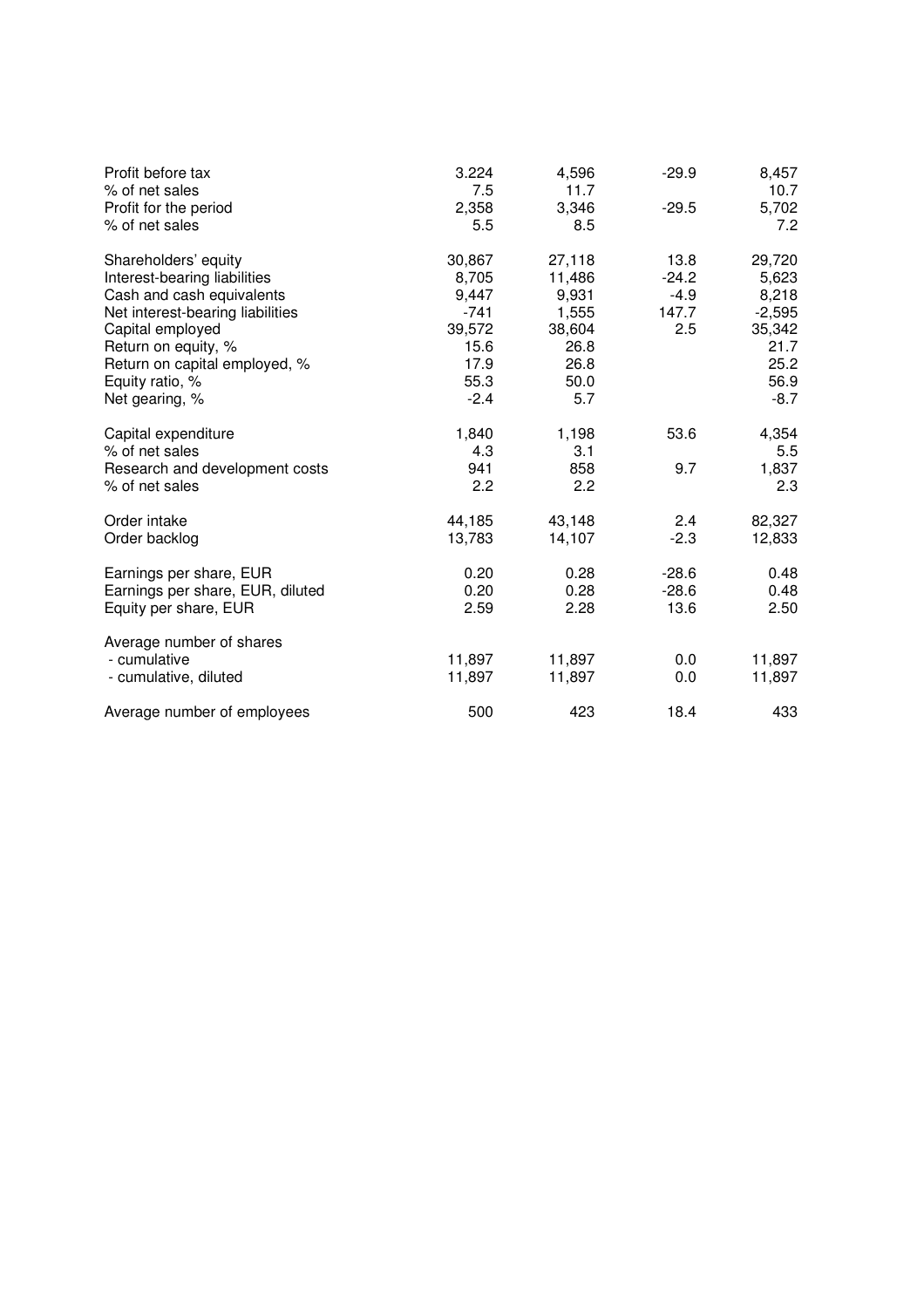| | | | | |
|---|---|---|---|---|
| Profit before tax | 3.224 | 4,596 | -29.9 | 8,457 |
| % of net sales | 7.5 | 11.7 | | 10.7 |
| Profit for the period | 2,358 | 3,346 | -29.5 | 5,702 |
| % of net sales | 5.5 | 8.5 | | 7.2 |
| | | | | |
| Shareholders' equity | 30,867 | 27,118 | 13.8 | 29,720 |
| Interest-bearing liabilities | 8,705 | 11,486 | -24.2 | 5,623 |
| Cash and cash equivalents | 9,447 | 9,931 | -4.9 | 8,218 |
| Net interest-bearing liabilities | -741 | 1,555 | 147.7 | -2,595 |
| Capital employed | 39,572 | 38,604 | 2.5 | 35,342 |
| Return on equity, % | 15.6 | 26.8 | | 21.7 |
| Return on capital employed, % | 17.9 | 26.8 | | 25.2 |
| Equity ratio, % | 55.3 | 50.0 | | 56.9 |
| Net gearing, % | -2.4 | 5.7 | | -8.7 |
| | | | | |
| Capital expenditure | 1,840 | 1,198 | 53.6 | 4,354 |
| % of net sales | 4.3 | 3.1 | | 5.5 |
| Research and development costs | 941 | 858 | 9.7 | 1,837 |
| % of net sales | 2.2 | 2.2 | | 2.3 |
| | | | | |
| Order intake | 44,185 | 43,148 | 2.4 | 82,327 |
| Order backlog | 13,783 | 14,107 | -2.3 | 12,833 |
| | | | | |
| Earnings per share, EUR | 0.20 | 0.28 | -28.6 | 0.48 |
| Earnings per share, EUR, diluted | 0.20 | 0.28 | -28.6 | 0.48 |
| Equity per share, EUR | 2.59 | 2.28 | 13.6 | 2.50 |
| | | | | |
| Average number of shares | | | | |
| - cumulative | 11,897 | 11,897 | 0.0 | 11,897 |
| - cumulative, diluted | 11,897 | 11,897 | 0.0 | 11,897 |
| | | | | |
| Average number of employees | 500 | 423 | 18.4 | 433 |